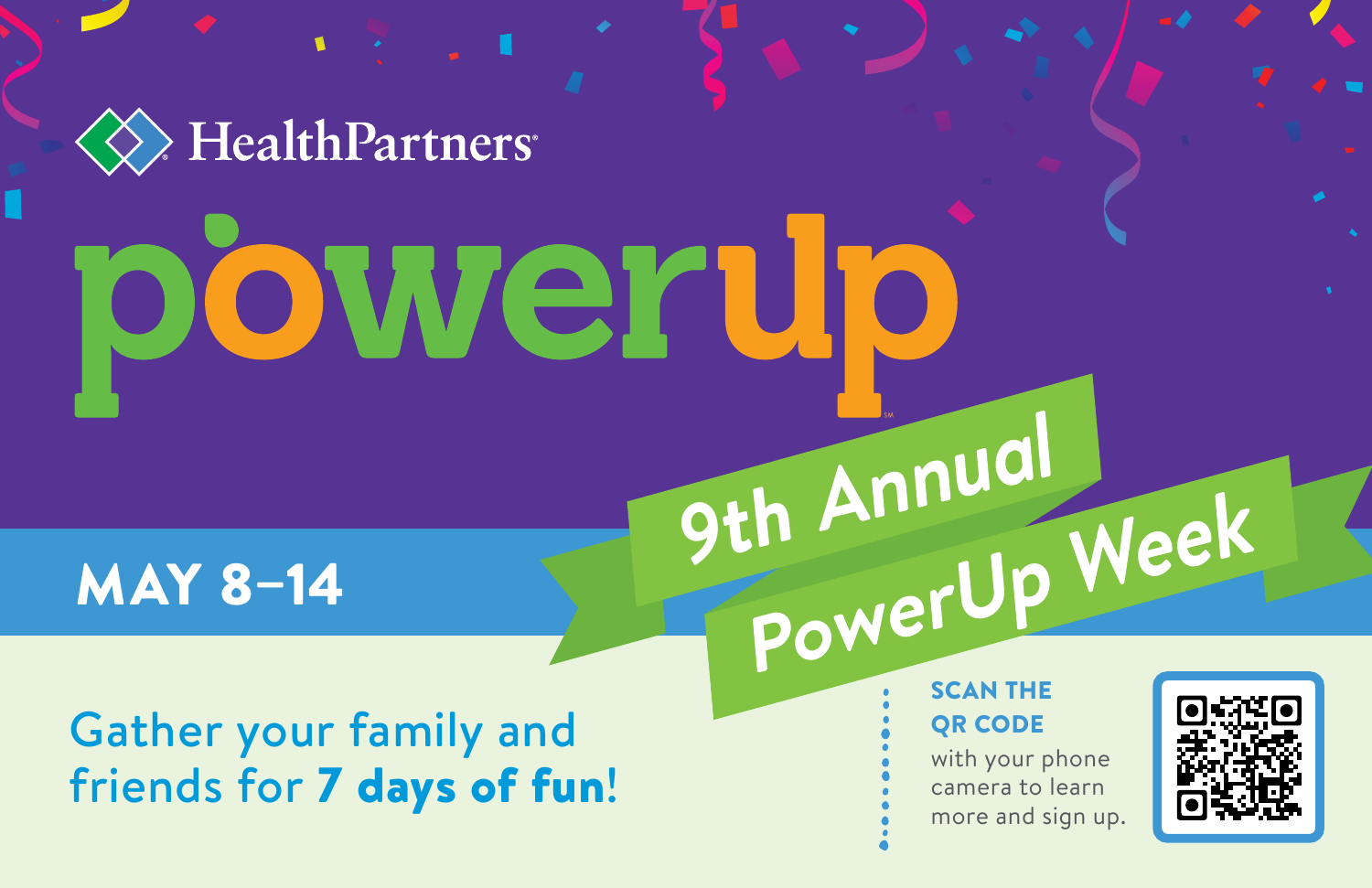HealthPartners®

# powerup℠

## 9th Annual PowerUp Week

**MAY 8–14**

Gather your family and friends for **7 days of fun**!

**SCAN THE QR CODE** with your phone camera to learn more and sign up.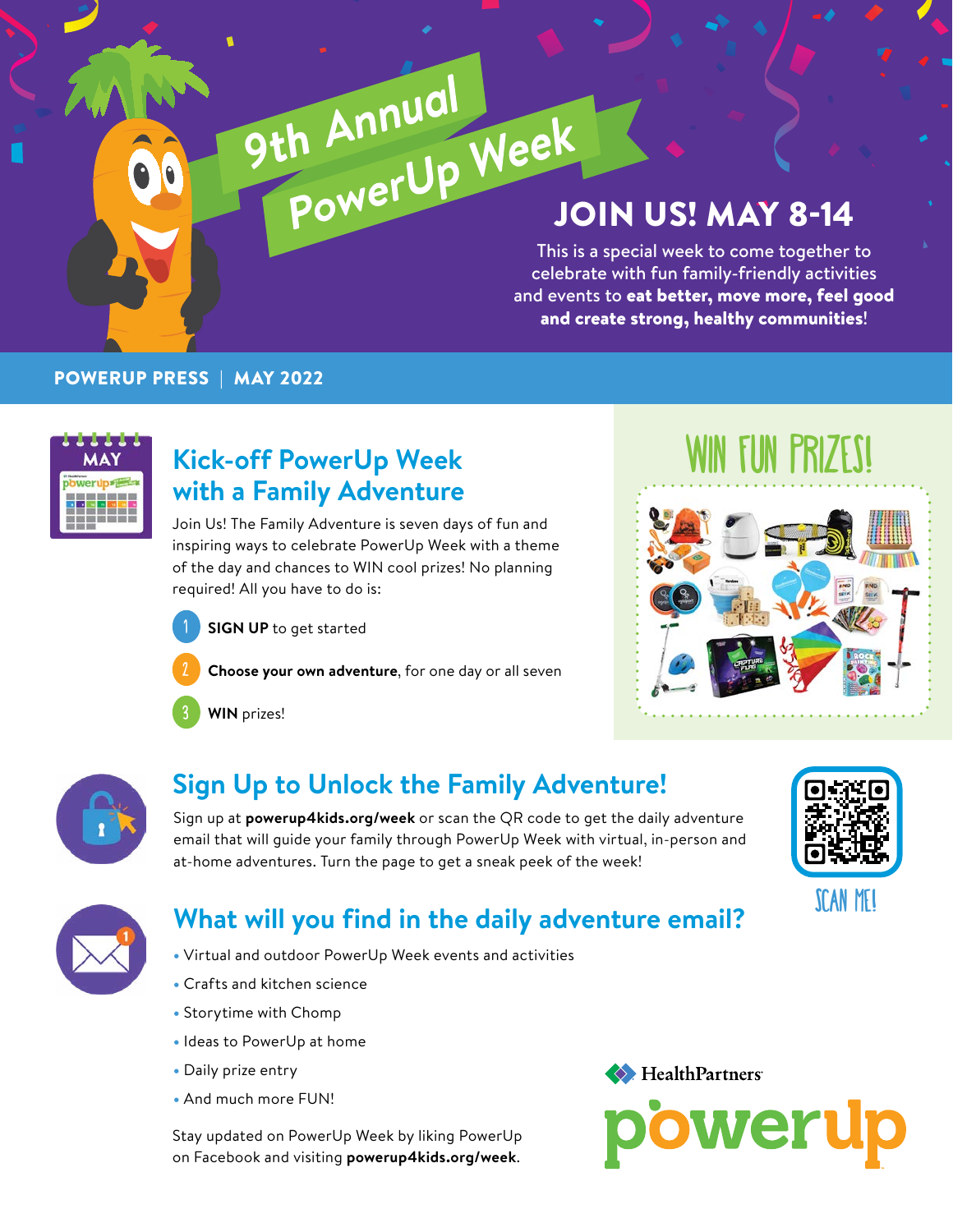# 9th Annual PowerUp Week

## JOIN US! MAY 8-14

This is a special week to come together to celebrate with fun family-friendly activities and events to **eat better, move more, feel good and create strong, healthy communities**!

**POWERUP PRESS | MAY 2022**

## Kick-off PowerUp Week with a Family Adventure

Join Us! The Family Adventure is seven days of fun and inspiring ways to celebrate PowerUp Week with a theme of the day and chances to WIN cool prizes! No planning required! All you have to do is:

1. **SIGN UP** to get started
2. **Choose your own adventure**, for one day or all seven
3. **WIN** prizes!

## WIN FUN PRIZES!

## Sign Up to Unlock the Family Adventure!

Sign up at **powerup4kids.org/week** or scan the QR code to get the daily adventure email that will guide your family through PowerUp Week with virtual, in-person and at-home adventures. Turn the page to get a sneak peek of the week!

SCAN ME!

## What will you find in the daily adventure email?

- Virtual and outdoor PowerUp Week events and activities
- Crafts and kitchen science
- Storytime with Chomp
- Ideas to PowerUp at home
- Daily prize entry
- And much more FUN!

Stay updated on PowerUp Week by liking PowerUp on Facebook and visiting **powerup4kids.org/week**.

HealthPartners
powerup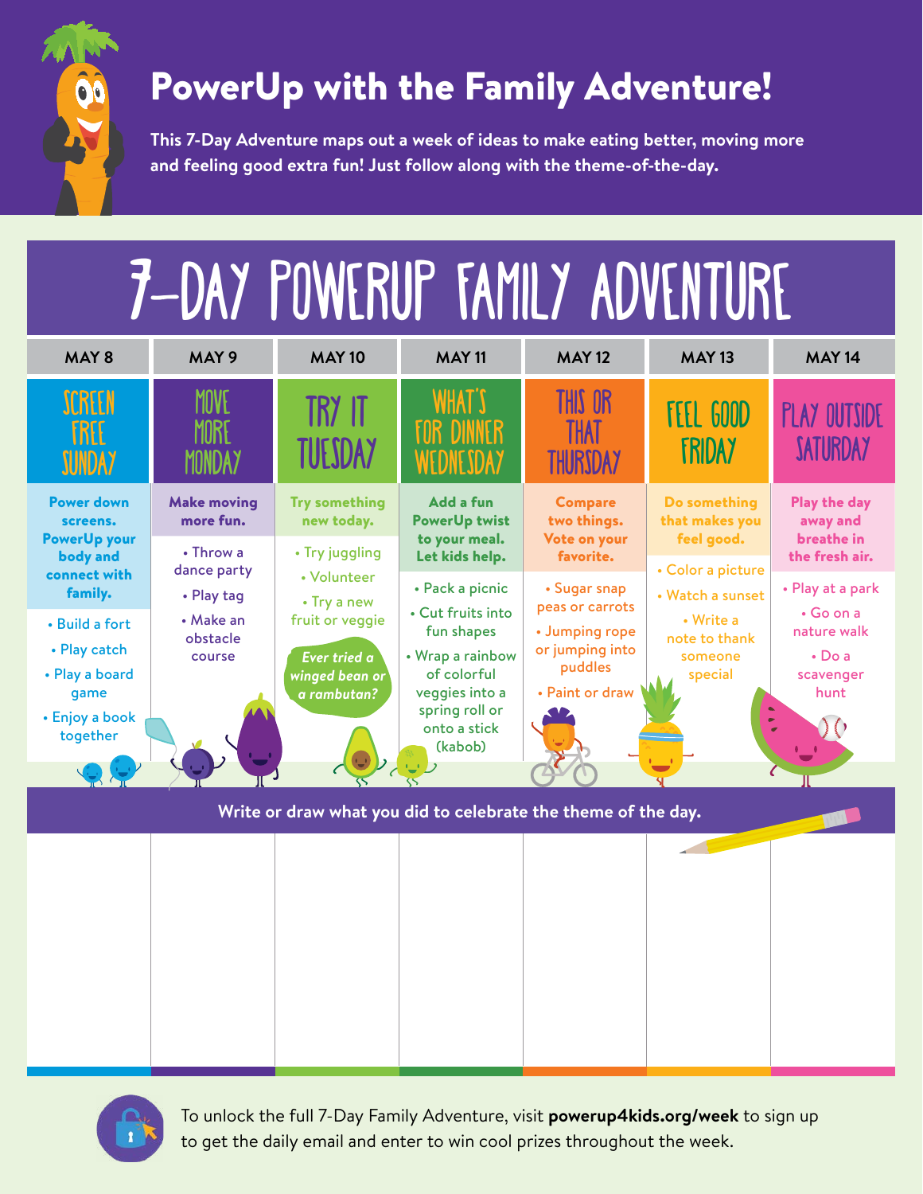# PowerUp with the Family Adventure!

**This 7-Day Adventure maps out a week of ideas to make eating better, moving more and feeling good extra fun! Just follow along with the theme-of-the-day.**

## 7-DAY POWERUP FAMILY ADVENTURE

| MAY 8 | MAY 9 | MAY 10 | MAY 11 | MAY 12 | MAY 13 | MAY 14 |
|---|---|---|---|---|---|---|
| SCREEN FREE SUNDAY | MOVE MORE MONDAY | TRY IT TUESDAY | WHAT'S FOR DINNER WEDNESDAY | THIS OR THAT THURSDAY | FEEL GOOD FRIDAY | PLAY OUTSIDE SATURDAY |
| **Power down screens. PowerUp your body and connect with family.** | **Make moving more fun.** | **Try something new today.** | **Add a fun PowerUp twist to your meal. Let kids help.** | **Compare two things. Vote on your favorite.** | **Do something that makes you feel good.** | **Play the day away and breathe in the fresh air.** |
| • Build a fort<br>• Play catch<br>• Play a board game<br>• Enjoy a book together | • Throw a dance party<br>• Play tag<br>• Make an obstacle course | • Try juggling<br>• Volunteer<br>• Try a new fruit or veggie<br>*Ever tried a winged bean or a rambutan?* | • Pack a picnic<br>• Cut fruits into fun shapes<br>• Wrap a rainbow of colorful veggies into a spring roll or onto a stick (kabob) | • Sugar snap peas or carrots<br>• Jumping rope or jumping into puddles<br>• Paint or draw | • Color a picture<br>• Watch a sunset<br>• Write a note to thank someone special | • Play at a park<br>• Go on a nature walk<br>• Do a scavenger hunt |

**Write or draw what you did to celebrate the theme of the day.**

| | | | | | | |
|---|---|---|---|---|---|---|
| | | | | | | |

To unlock the full 7-Day Family Adventure, visit **powerup4kids.org/week** to sign up to get the daily email and enter to win cool prizes throughout the week.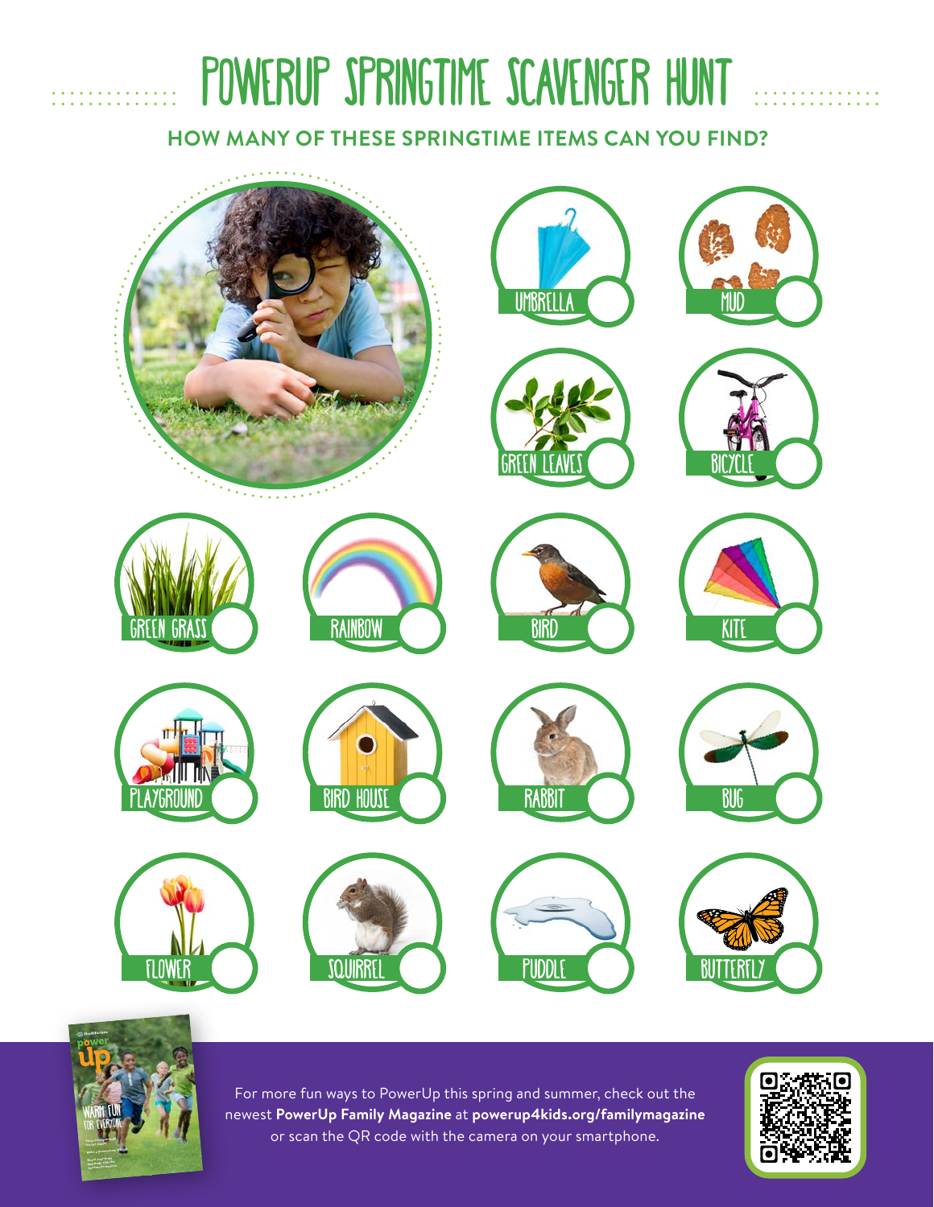# POWERUP SPRINGTIME SCAVENGER HUNT

**HOW MANY OF THESE SPRINGTIME ITEMS CAN YOU FIND?**

- UMBRELLA
- MUD
- GREEN LEAVES
- BICYCLE
- GREEN GRASS
- RAINBOW
- BIRD
- KITE
- PLAYGROUND
- BIRD HOUSE
- RABBIT
- BUG
- FLOWER
- SQUIRREL
- PUDDLE
- BUTTERFLY

For more fun ways to PowerUp this spring and summer, check out the newest **PowerUp Family Magazine** at **powerup4kids.org/familymagazine** or scan the QR code with the camera on your smartphone.